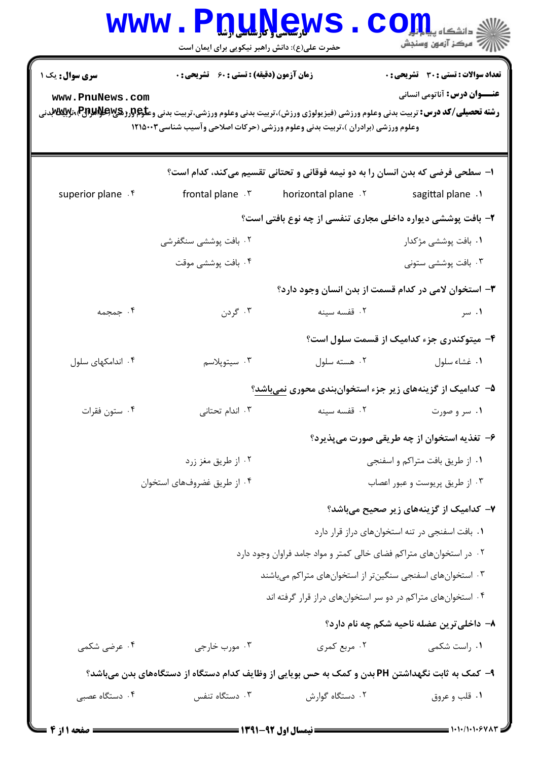**سری سوال:** یک ۱

**زمان آزمون (دقیقه) : تستی : ۶۰ تشریحی : ۰**

**تعداد سوالات : تستی : ۳۰ تشریحی : ۰**

**عنـــوان درس:** آناتومی انسانی

**رشته تحصیلی/کد درس:** تربیت بدنی وعلوم ورزشی (فیزیولوژی ورزش)،تربیت بدنی وعلوم ورزشی،تربیت بدنی وعلوم ورزشی (خواهران)،تربیت بدنی وعلوم ورزشی (برادران )،تربیت بدنی وعلوم ورزشی (حرکات اصلاحی وآسیب شناسی۱۲۱۵۰۰۳

۱- سطحی فرضی که بدن انسان را به دو نیمه فوقانی و تحتانی تقسیم می‌کند، کدام است؟

۱. sagittal plane
۲. horizontal plane
۳. frontal plane
۴. superior plane

۲- بافت پوششی دیواره داخلی مجاری تنفسی از چه نوع بافتی است؟

۱. بافت پوششی مژکدار
۲. بافت پوششی سنگفرشی
۳. بافت پوششی ستونی
۴. بافت پوششی موقت

۳- استخوان لامی در کدام قسمت از بدن انسان وجود دارد؟

۱. سر
۲. قفسه سینه
۳. گردن
۴. جمجمه

۴- میتوکندری جزء کدامیک از قسمت سلول است؟

۱. غشاء سلول
۲. هسته سلول
۳. سیتوپلاسم
۴. اندامکهای سلول

۵- کدامیک از گزینه‌های زیر جزء استخوان‌بندی محوری نمی‌باشد؟

۱. سر و صورت
۲. قفسه سینه
۳. اندام تحتانی
۴. ستون فقرات

۶- تغذیه استخوان از چه طریقی صورت می‌پذیرد؟

۱. از طریق بافت متراکم و اسفنجی
۲. از طریق مغز زرد
۳. از طریق پریوست و عبور اعصاب
۴. از طریق غضروف‌های استخوان

۷- کدامیک از گزینه‌های زیر صحیح می‌باشد؟

۱. بافت اسفنجی در تنه استخوان‌های دراز قرار دارد
۲. در استخوان‌های متراکم فضای خالی کمتر و مواد جامد فراوان وجود دارد
۳. استخوان‌های اسفنجی سنگین‌تر از استخوان‌های متراکم می‌باشند
۴. استخوان‌های متراکم در دو سر استخوان‌های دراز قرار گرفته اند

۸- داخلی‌ترین عضله ناحیه شکم چه نام دارد؟

۱. راست شکمی
۲. مربع کمری
۳. مورب خارجی
۴. عرضی شکمی

۹- کمک به ثابت نگهداشتن PH بدن و کمک به حس بویایی از وظایف کدام دستگاه از دستگاه‌های بدن می‌باشد؟

۱. قلب و عروق
۲. دستگاه گوارش
۳. دستگاه تنفس
۴. دستگاه عصبی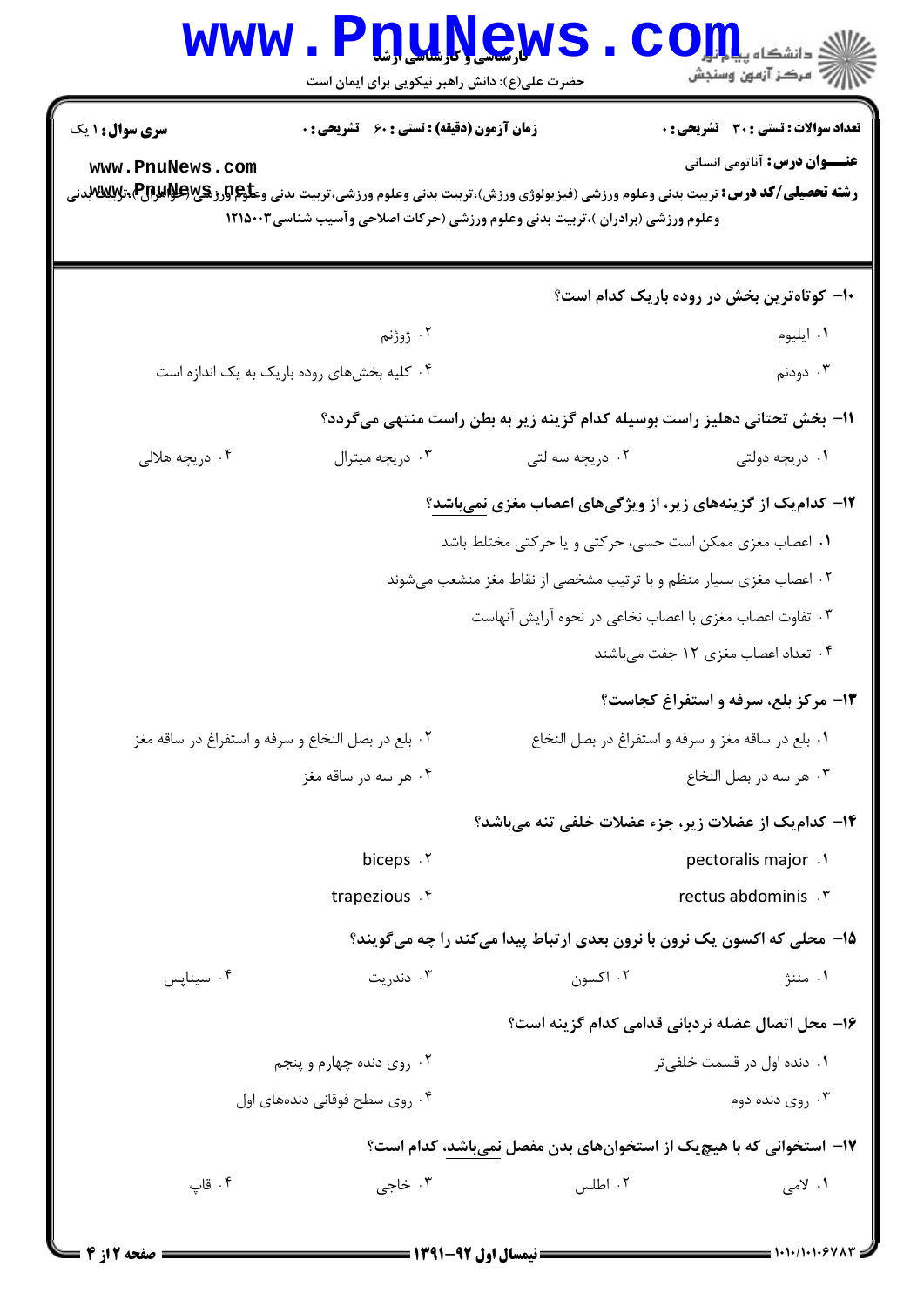**سری سوال:** ۱ یک | **زمان آزمون (دقیقه) : تستی :** ۶۰ **تشریحی :** ۰ | **تعداد سوالات : تستی :** ۳۰ **تشریحی :** ۰

**عنـــوان درس:** آناتومی انسانی

**رشته تحصیلی/کد درس:** تربیت بدنی وعلوم ورزشی (فیزیولوژی ورزش)،تربیت بدنی وعلوم ورزشی،تربیت بدنی وعلوم ورزشی (خواهران)،تربیت بدنی وعلوم ورزشی (برادران )،تربیت بدنی وعلوم ورزشی (حرکات اصلاحی وآسیب شناسی۱۲۱۵۰۰۳

۱۰- کوتاه‌ترین بخش در روده باریک کدام است؟

۱. ایلیوم
۲. ژوژنم
۳. دودنم
۴. کلیه بخش‌های روده باریک به یک اندازه است

۱۱- بخش تحتانی دهلیز راست بوسیله کدام گزینه زیر به بطن راست منتهی می‌گردد؟

۱. دریچه دولتی
۲. دریچه سه لتی
۳. دریچه میترال
۴. دریچه هلالی

۱۲- کدام‌یک از گزینه‌های زیر، از ویژگی‌های اعصاب مغزی نمی‌باشد؟

۱. اعصاب مغزی ممکن است حسی، حرکتی و یا حرکتی مختلط باشد
۲. اعصاب مغزی بسیار منظم و با ترتیب مشخصی از نقاط مغز منشعب می‌شوند
۳. تفاوت اعصاب مغزی با اعصاب نخاعی در نحوه آرایش آنهاست
۴. تعداد اعصاب مغزی ۱۲ جفت می‌باشند

۱۳- مرکز بلع، سرفه و استفراغ کجاست؟

۱. بلع در ساقه مغز و سرفه و استفراغ در بصل النخاع
۲. بلع در بصل النخاع و سرفه و استفراغ در ساقه مغز
۳. هر سه در بصل النخاع
۴. هر سه در ساقه مغز

۱۴- کدام‌یک از عضلات زیر، جزء عضلات خلفی تنه می‌باشد؟

۱. pectoralis major
۲. biceps
۳. rectus abdominis
۴. trapezious

۱۵- محلی که اکسون یک نرون با نرون بعدی ارتباط پیدا می‌کند را چه می‌گویند؟

۱. مننژ
۲. اکسون
۳. دندریت
۴. سیناپس

۱۶- محل اتصال عضله نردبانی قدامی کدام گزینه است؟

۱. دنده اول در قسمت خلفی‌تر
۲. روی دنده چهارم و پنجم
۳. روی دنده دوم
۴. روی سطح فوقانی دنده‌های اول

۱۷- استخوانی که با هیچ‌یک از استخوان‌های بدن مفصل نمی‌باشد، کدام است؟

۱. لامی
۲. اطلس
۳. خاجی
۴. قاپ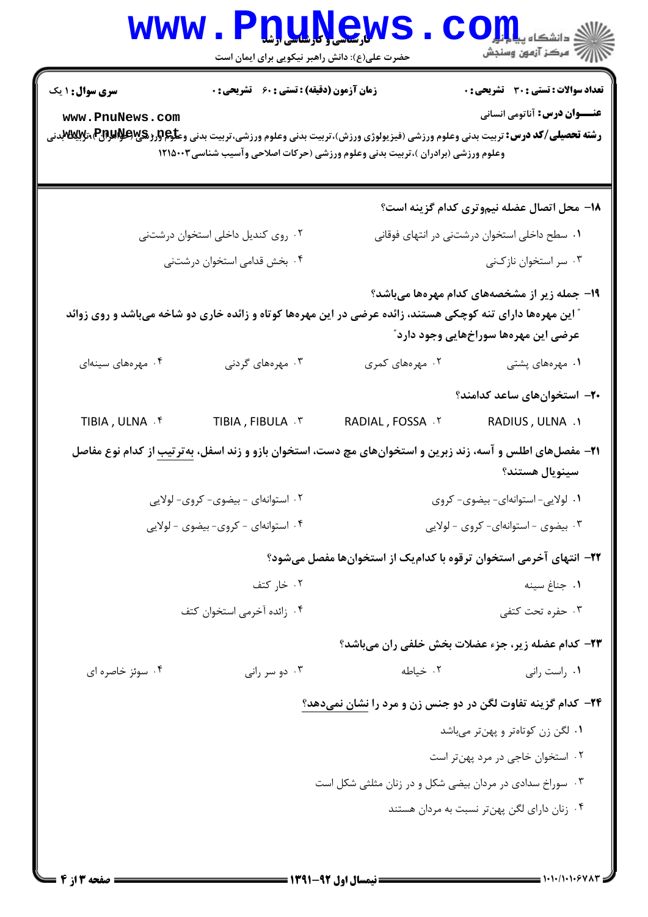**سری سوال:** ۱ یک

**زمان آزمون (دقیقه) : تستی : ۶۰ تشریحی : ۰**

**تعداد سوالات : تستی : ۳۰ تشریحی : ۰**

**عنـــوان درس:** آناتومی انسانی

**رشته تحصیلی/کد درس:** تربیت بدنی وعلوم ورزشی (فیزیولوژی ورزش)،تربیت بدنی وعلوم ورزشی،تربیت بدنی وعلوم ورزشی (خواهران )،تربیت بدنی وعلوم ورزشی (برادران )،تربیت بدنی وعلوم ورزشی (حرکات اصلاحی وآسیب شناسی۱۲۱۵۰۰۳

۱۸- محل اتصال عضله نیم‌وتری کدام گزینه است؟

۱. سطح داخلی استخوان درشتنی در انتهای فوقانی
۲. روی کندیل داخلی استخوان درشتنی
۳. سر استخوان نازک‌نی
۴. بخش قدامی استخوان درشتنی

۱۹- جمله زیر از مشخصه‌های کدام مهره‌ها می‌باشد؟

"این مهره‌ها دارای تنه کوچکی هستند، زائده عرضی در این مهره‌ها کوتاه و زائده خاری دو شاخه می‌باشد و روی زوائد عرضی این مهره‌ها سوراخ‌هایی وجود دارد"

۱. مهره‌های پشتی
۲. مهره‌های کمری
۳. مهره‌های گردنی
۴. مهره‌های سینه‌ای

۲۰- استخوان‌های ساعد کدامند؟

۱. RADIUS , ULNA
۲. RADIAL , FOSSA
۳. TIBIA , FIBULA
۴. TIBIA , ULNA

۲۱- مفصل‌های اطلس و آسه، زند زبرین و استخوان‌های مچ دست، استخوان بازو و زند اسفل، به‌ترتیب از کدام نوع مفاصل سینوویال هستند؟

۱. لولایی- استوانه‌ای- بیضوی- کروی
۲. استوانه‌ای - بیضوی- کروی- لولایی
۳. بیضوی - استوانه‌ای- کروی - لولایی
۴. استوانه‌ای - کروی- بیضوی - لولایی

۲۲- انتهای آخرمی استخوان ترقوه با کدام‌یک از استخوان‌ها مفصل می‌شود؟

۱. جناغ سینه
۲. خار کتف
۳. حفره تحت کتفی
۴. زائده آخرمی استخوان کتف

۲۳- کدام عضله زیر، جزء عضلات بخش خلفی ران می‌باشد؟

۱. راست رانی
۲. خیاطه
۳. دو سر رانی
۴. سوئز خاصره ای

۲۴- کدام گزینه تفاوت لگن در دو جنس زن و مرد را نشان نمی‌دهد؟

۱. لگن زن کوتاه‌تر و پهن‌تر می‌باشد
۲. استخوان خاجی در مرد پهن‌تر است
۳. سوراخ سدادی در مردان بیضی شکل و در زنان مثلثی شکل است
۴. زنان دارای لگن پهن‌تر نسبت به مردان هستند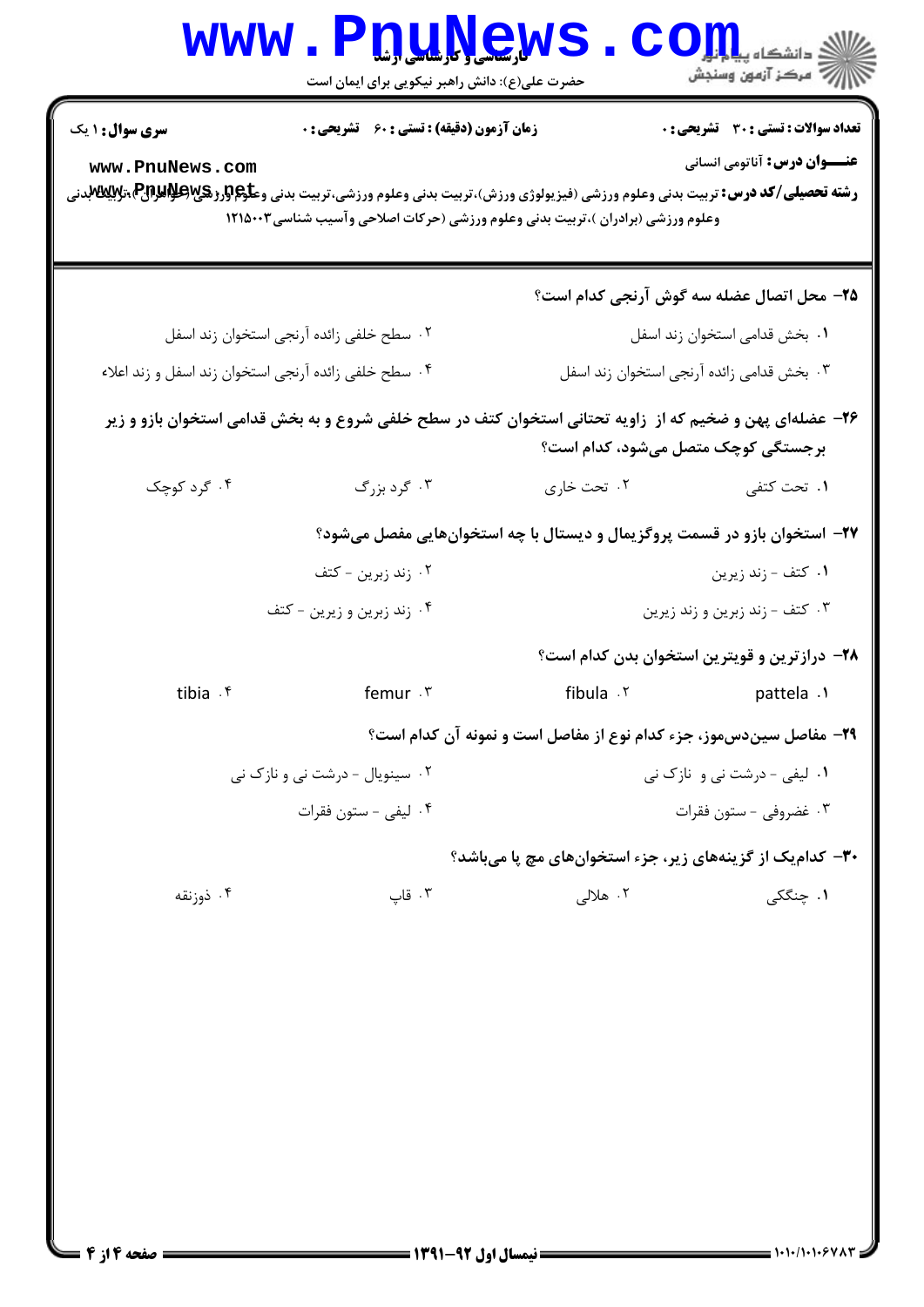**سری سوال:** ۱ یک

**زمان آزمون (دقیقه) :** تستی : ۶۰ تشریحی : ۰

**تعداد سوالات :** تستی : ۳۰ تشریحی : ۰

**عنـــوان درس:** آناتومی انسانی

**رشته تحصیلی/کد درس:** تربیت بدنی وعلوم ورزشی (فیزیولوژی ورزش)،تربیت بدنی وعلوم ورزشی،تربیت بدنی وعلوم ورزشی (خواهران )،تربیت بدنی وعلوم ورزشی (برادران )،تربیت بدنی وعلوم ورزشی (حرکات اصلاحی وآسیب شناسی۱۲۱۵۰۰۳

۲۵- محل اتصال عضله سه گوش آرنجی کدام است؟

۱. بخش قدامی استخوان زند اسفل

۲. سطح خلفی زائده آرنجی استخوان زند اسفل

۳. بخش قدامی زائده آرنجی استخوان زند اسفل

۴. سطح خلفی زائده آرنجی استخوان زند اسفل و زند اعلاء

۲۶- عضله‌ای پهن و ضخیم که از زاویه تحتانی استخوان کتف در سطح خلفی شروع و به بخش قدامی استخوان بازو و زیر برجستگی کوچک متصل می‌شود، کدام است؟

۱. تحت کتفی

۲. تحت خاری

۳. گرد بزرگ

۴. گرد کوچک

۲۷- استخوان بازو در قسمت پروگزیمال و دیستال با چه استخوان‌هایی مفصل می‌شود؟

۱. کتف - زند زیرین

۲. زند زبرین - کتف

۳. کتف - زند زبرین و زند زیرین

۴. زند زبرین و زیرین - کتف

۲۸- درازترین و قویترین استخوان بدن کدام است؟

۱. pattela

۲. fibula

۳. femur

۴. tibia

۲۹- مفاصل سین‌دس‌موز، جزء کدام نوع از مفاصل است و نمونه آن کدام است؟

۱. لیفی - درشت نی و نازک نی

۲. سینویال - درشت نی و نازک نی

۳. غضروفی - ستون فقرات

۴. لیفی - ستون فقرات

۳۰- کدام‌یک از گزینه‌های زیر، جزء استخوان‌های مچ پا می‌باشد؟

۱. چنگکی

۲. هلالی

۳. قاپ

۴. ذوزنقه